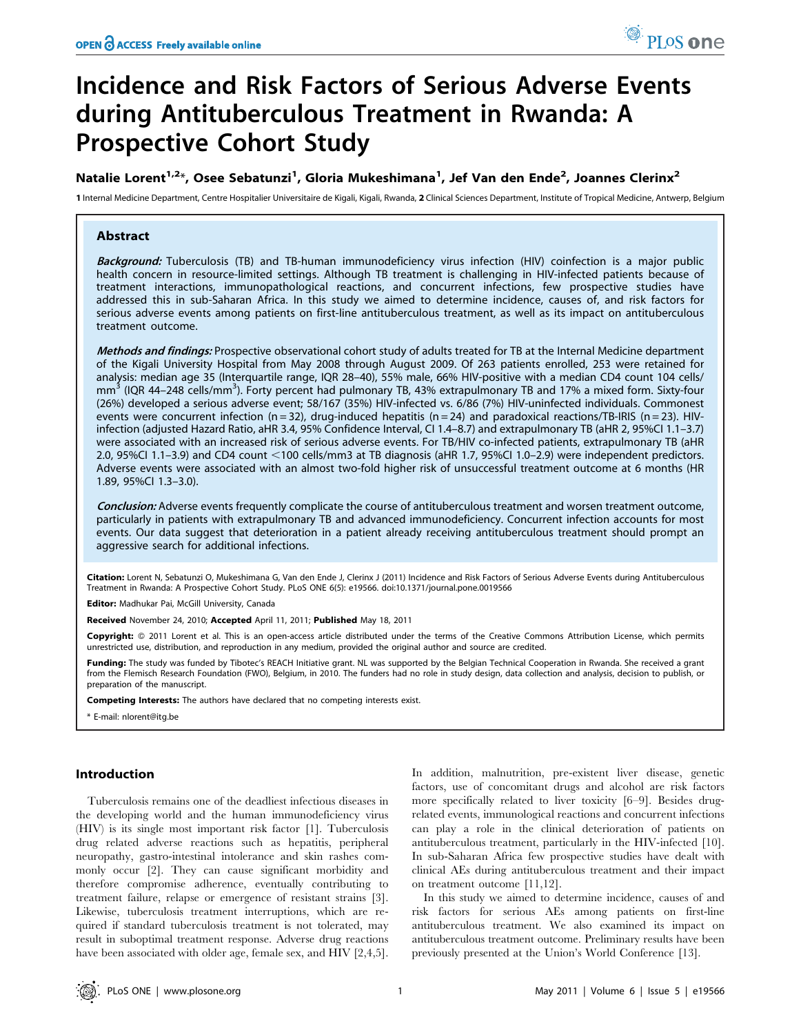# Incidence and Risk Factors of Serious Adverse Events during Antituberculous Treatment in Rwanda: A Prospective Cohort Study

**Natalie Lorent[1,2]*, Osee Sebatunzi[1], Gloria Mukeshimana[1], Jef Van den Ende[2], Joannes Clerinx[2]**

1 Internal Medicine Department, Centre Hospitalier Universitaire de Kigali, Kigali, Rwanda, 2 Clinical Sciences Department, Institute of Tropical Medicine, Antwerp, Belgium

## Abstract

***Background:*** Tuberculosis (TB) and TB-human immunodeficiency virus infection (HIV) coinfection is a major public health concern in resource-limited settings. Although TB treatment is challenging in HIV-infected patients because of treatment interactions, immunopathological reactions, and concurrent infections, few prospective studies have addressed this in sub-Saharan Africa. In this study we aimed to determine incidence, causes of, and risk factors for serious adverse events among patients on first-line antituberculous treatment, as well as its impact on antituberculous treatment outcome.

***Methods and findings:*** Prospective observational cohort study of adults treated for TB at the Internal Medicine department of the Kigali University Hospital from May 2008 through August 2009. Of 263 patients enrolled, 253 were retained for analysis: median age 35 (Interquartile range, IQR 28–40), 55% male, 66% HIV-positive with a median CD4 count 104 cells/mm$^3$ (IQR 44–248 cells/mm$^3$). Forty percent had pulmonary TB, 43% extrapulmonary TB and 17% a mixed form. Sixty-four (26%) developed a serious adverse event; 58/167 (35%) HIV-infected vs. 6/86 (7%) HIV-uninfected individuals. Commonest events were concurrent infection (n = 32), drug-induced hepatitis (n = 24) and paradoxical reactions/TB-IRIS (n = 23). HIV-infection (adjusted Hazard Ratio, aHR 3.4, 95% Confidence Interval, CI 1.4–8.7) and extrapulmonary TB (aHR 2, 95%CI 1.1–3.7) were associated with an increased risk of serious adverse events. For TB/HIV co-infected patients, extrapulmonary TB (aHR 2.0, 95%CI 1.1–3.9) and CD4 count <100 cells/mm3 at TB diagnosis (aHR 1.7, 95%CI 1.0–2.9) were independent predictors. Adverse events were associated with an almost two-fold higher risk of unsuccessful treatment outcome at 6 months (HR 1.89, 95%CI 1.3–3.0).

***Conclusion:*** Adverse events frequently complicate the course of antituberculous treatment and worsen treatment outcome, particularly in patients with extrapulmonary TB and advanced immunodeficiency. Concurrent infection accounts for most events. Our data suggest that deterioration in a patient already receiving antituberculous treatment should prompt an aggressive search for additional infections.

**Citation:** Lorent N, Sebatunzi O, Mukeshimana G, Van den Ende J, Clerinx J (2011) Incidence and Risk Factors of Serious Adverse Events during Antituberculous Treatment in Rwanda: A Prospective Cohort Study. PLoS ONE 6(5): e19566. doi:10.1371/journal.pone.0019566

**Editor:** Madhukar Pai, McGill University, Canada

**Received** November 24, 2010; **Accepted** April 11, 2011; **Published** May 18, 2011

**Copyright:** © 2011 Lorent et al. This is an open-access article distributed under the terms of the Creative Commons Attribution License, which permits unrestricted use, distribution, and reproduction in any medium, provided the original author and source are credited.

**Funding:** The study was funded by Tibotec's REACH Initiative grant. NL was supported by the Belgian Technical Cooperation in Rwanda. She received a grant from the Flemisch Research Foundation (FWO), Belgium, in 2010. The funders had no role in study design, data collection and analysis, decision to publish, or preparation of the manuscript.

**Competing Interests:** The authors have declared that no competing interests exist.

\* E-mail: nlorent@itg.be

## Introduction

Tuberculosis remains one of the deadliest infectious diseases in the developing world and the human immunodeficiency virus (HIV) is its single most important risk factor [1]. Tuberculosis drug related adverse reactions such as hepatitis, peripheral neuropathy, gastro-intestinal intolerance and skin rashes commonly occur [2]. They can cause significant morbidity and therefore compromise adherence, eventually contributing to treatment failure, relapse or emergence of resistant strains [3]. Likewise, tuberculosis treatment interruptions, which are required if standard tuberculosis treatment is not tolerated, may result in suboptimal treatment response. Adverse drug reactions have been associated with older age, female sex, and HIV [2,4,5]. In addition, malnutrition, pre-existent liver disease, genetic factors, use of concomitant drugs and alcohol are risk factors more specifically related to liver toxicity [6–9]. Besides drug-related events, immunological reactions and concurrent infections can play a role in the clinical deterioration of patients on antituberculous treatment, particularly in the HIV-infected [10]. In sub-Saharan Africa few prospective studies have dealt with clinical AEs during antituberculous treatment and their impact on treatment outcome [11,12].

In this study we aimed to determine incidence, causes of and risk factors for serious AEs among patients on first-line antituberculous treatment. We also examined its impact on antituberculous treatment outcome. Preliminary results have been previously presented at the Union's World Conference [13].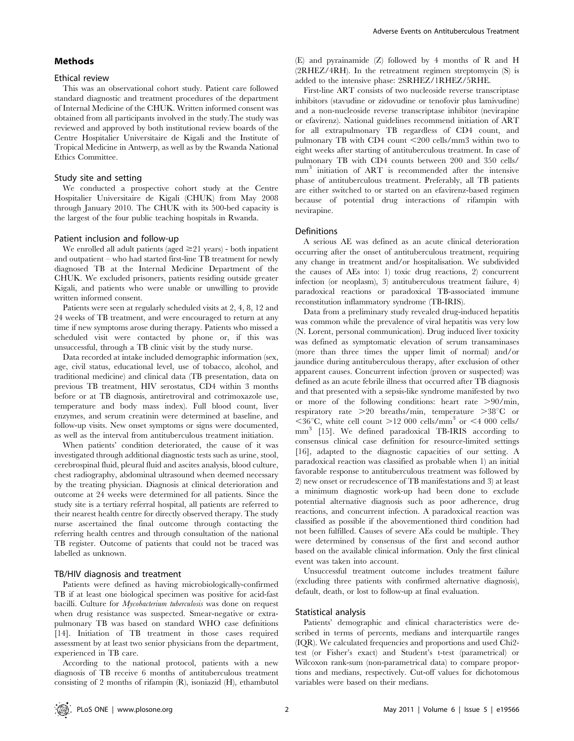## Methods

### Ethical review

This was an observational cohort study. Patient care followed standard diagnostic and treatment procedures of the department of Internal Medicine of the CHUK. Written informed consent was obtained from all participants involved in the study.The study was reviewed and approved by both institutional review boards of the Centre Hospitalier Universitaire de Kigali and the Institute of Tropical Medicine in Antwerp, as well as by the Rwanda National Ethics Committee.

### Study site and setting

We conducted a prospective cohort study at the Centre Hospitalier Universitaire de Kigali (CHUK) from May 2008 through January 2010. The CHUK with its 500-bed capacity is the largest of the four public teaching hospitals in Rwanda.

### Patient inclusion and follow-up

We enrolled all adult patients (aged ≥21 years) - both inpatient and outpatient – who had started first-line TB treatment for newly diagnosed TB at the Internal Medicine Department of the CHUK. We excluded prisoners, patients residing outside greater Kigali, and patients who were unable or unwilling to provide written informed consent.

Patients were seen at regularly scheduled visits at 2, 4, 8, 12 and 24 weeks of TB treatment, and were encouraged to return at any time if new symptoms arose during therapy. Patients who missed a scheduled visit were contacted by phone or, if this was unsuccessful, through a TB clinic visit by the study nurse.

Data recorded at intake included demographic information (sex, age, civil status, educational level, use of tobacco, alcohol, and traditional medicine) and clinical data (TB presentation, data on previous TB treatment, HIV serostatus, CD4 within 3 months before or at TB diagnosis, antiretroviral and cotrimoxazole use, temperature and body mass index). Full blood count, liver enzymes, and serum creatinin were determined at baseline, and follow-up visits. New onset symptoms or signs were documented, as well as the interval from antituberculous treatment initiation.

When patients' condition deteriorated, the cause of it was investigated through additional diagnostic tests such as urine, stool, cerebrospinal fluid, pleural fluid and ascites analysis, blood culture, chest radiography, abdominal ultrasound when deemed necessary by the treating physician. Diagnosis at clinical deterioration and outcome at 24 weeks were determined for all patients. Since the study site is a tertiary referral hospital, all patients are referred to their nearest health centre for directly observed therapy. The study nurse ascertained the final outcome through contacting the referring health centres and through consultation of the national TB register. Outcome of patients that could not be traced was labelled as unknown.

### TB/HIV diagnosis and treatment

Patients were defined as having microbiologically-confirmed TB if at least one biological specimen was positive for acid-fast bacilli. Culture for *Mycobacterium tuberculosis* was done on request when drug resistance was suspected. Smear-negative or extra-pulmonary TB was based on standard WHO case definitions [14]. Initiation of TB treatment in those cases required assessment by at least two senior physicians from the department, experienced in TB care.

According to the national protocol, patients with a new diagnosis of TB receive 6 months of antituberculous treatment consisting of 2 months of rifampin (R), isoniazid (H), ethambutol (E) and pyrainamide (Z) followed by 4 months of R and H (2RHEZ/4RH). In the retreatment regimen streptomycin (S) is added to the intensive phase: 2SRHEZ/1RHEZ/5RHE.

First-line ART consists of two nucleoside reverse transcriptase inhibitors (stavudine or zidovudine or tenofovir plus lamivudine) and a non-nucleoside reverse transcriptase inhibitor (nevirapine or efavirenz). National guidelines recommend initiation of ART for all extrapulmonary TB regardless of CD4 count, and pulmonary TB with CD4 count <200 cells/mm3 within two to eight weeks after starting of antituberculous treatment. In case of pulmonary TB with CD4 counts between 200 and 350 cells/$mm^3$ initiation of ART is recommended after the intensive phase of antituberculous treatment. Preferably, all TB patients are either switched to or started on an efavirenz-based regimen because of potential drug interactions of rifampin with nevirapine.

### Definitions

A serious AE was defined as an acute clinical deterioration occurring after the onset of antituberculous treatment, requiring any change in treatment and/or hospitalisation. We subdivided the causes of AEs into: 1) toxic drug reactions, 2) concurrent infection (or neoplasm), 3) antituberculous treatment failure, 4) paradoxical reactions or paradoxical TB-associated immune reconstitution inflammatory syndrome (TB-IRIS).

Data from a preliminary study revealed drug-induced hepatitis was common while the prevalence of viral hepatitis was very low (N. Lorent, personal communication). Drug induced liver toxicity was defined as symptomatic elevation of serum transaminases (more than three times the upper limit of normal) and/or jaundice during antituberculous therapy, after exclusion of other apparent causes. Concurrent infection (proven or suspected) was defined as an acute febrile illness that occurred after TB diagnosis and that presented with a sepsis-like syndrome manifested by two or more of the following conditions: heart rate >90/min, respiratory rate >20 breaths/min, temperature >38°C or <36°C, white cell count >12 000 cells/$mm^3$ or <4 000 cells/$mm^3$ [15]. We defined paradoxical TB-IRIS according to consensus clinical case definition for resource-limited settings [16], adapted to the diagnostic capacities of our setting. A paradoxical reaction was classified as probable when 1) an initial favorable response to antituberculous treatment was followed by 2) new onset or recrudescence of TB manifestations and 3) at least a minimum diagnostic work-up had been done to exclude potential alternative diagnosis such as poor adherence, drug reactions, and concurrent infection. A paradoxical reaction was classified as possible if the abovementioned third condition had not been fulfilled. Causes of severe AEs could be multiple. They were determined by consensus of the first and second author based on the available clinical information. Only the first clinical event was taken into account.

Unsuccessful treatment outcome includes treatment failure (excluding three patients with confirmed alternative diagnosis), default, death, or lost to follow-up at final evaluation.

### Statistical analysis

Patients' demographic and clinical characteristics were described in terms of percents, medians and interquartile ranges (IQR). We calculated frequencies and proportions and used Chi2-test (or Fisher's exact) and Student's t-test (parametrical) or Wilcoxon rank-sum (non-parametrical data) to compare proportions and medians, respectively. Cut-off values for dichotomous variables were based on their medians.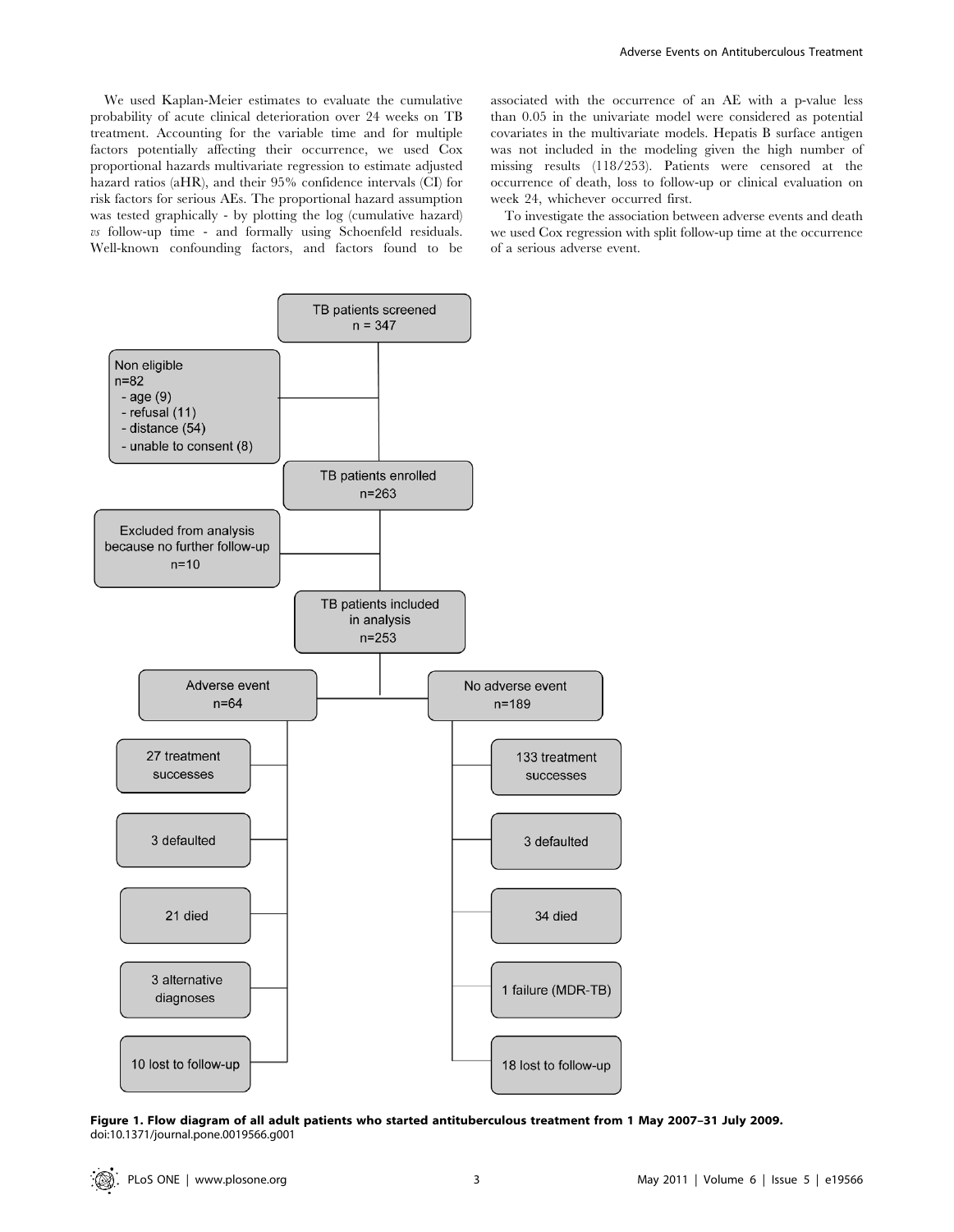We used Kaplan-Meier estimates to evaluate the cumulative probability of acute clinical deterioration over 24 weeks on TB treatment. Accounting for the variable time and for multiple factors potentially affecting their occurrence, we used Cox proportional hazards multivariate regression to estimate adjusted hazard ratios (aHR), and their 95% confidence intervals (CI) for risk factors for serious AEs. The proportional hazard assumption was tested graphically - by plotting the log (cumulative hazard) *vs* follow-up time - and formally using Schoenfeld residuals. Well-known confounding factors, and factors found to be associated with the occurrence of an AE with a p-value less than 0.05 in the univariate model were considered as potential covariates in the multivariate models. Hepatis B surface antigen was not included in the modeling given the high number of missing results (118/253). Patients were censored at the occurrence of death, loss to follow-up or clinical evaluation on week 24, whichever occurred first.

To investigate the association between adverse events and death we used Cox regression with split follow-up time at the occurrence of a serious adverse event.

TB patients screened n = 347

Non eligible n=82
- age (9)
- refusal (11)
- distance (54)
- unable to consent (8)

TB patients enrolled n=263

Excluded from analysis because no further follow-up n=10

TB patients included in analysis n=253

Adverse event n=64
- 27 treatment successes
- 3 defaulted
- 21 died
- 3 alternative diagnoses
- 10 lost to follow-up

No adverse event n=189
- 133 treatment successes
- 3 defaulted
- 34 died
- 1 failure (MDR-TB)
- 18 lost to follow-up

**Figure 1. Flow diagram of all adult patients who started antituberculous treatment from 1 May 2007–31 July 2009.**
doi:10.1371/journal.pone.0019566.g001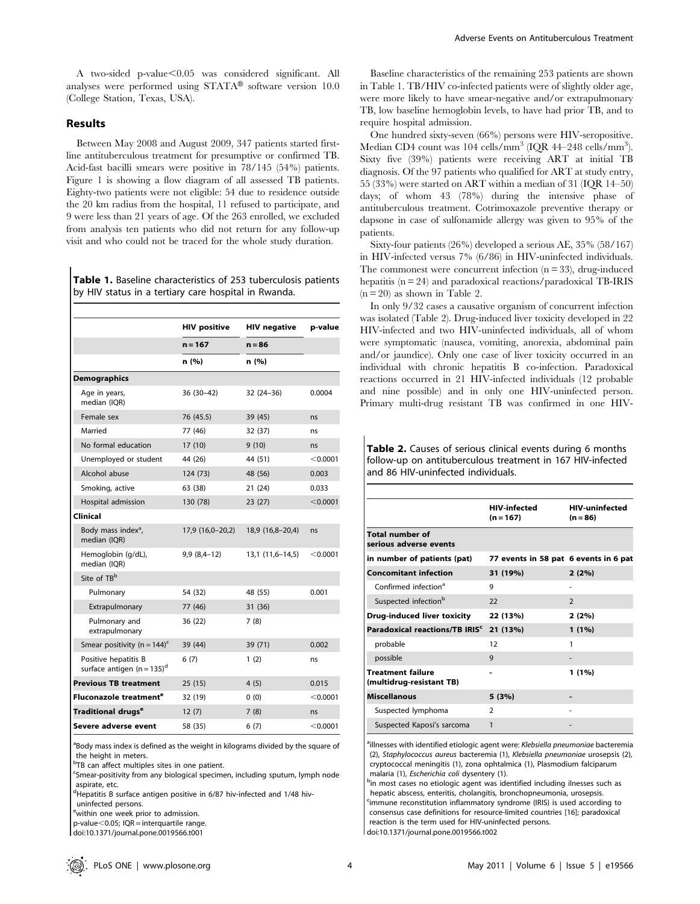A two-sided p-value<0.05 was considered significant. All analyses were performed using STATA® software version 10.0 (College Station, Texas, USA).

## Results

Between May 2008 and August 2009, 347 patients started first-line antituberculous treatment for presumptive or confirmed TB. Acid-fast bacilli smears were positive in 78/145 (54%) patients. Figure 1 is showing a flow diagram of all assessed TB patients. Eighty-two patients were not eligible: 54 due to residence outside the 20 km radius from the hospital, 11 refused to participate, and 9 were less than 21 years of age. Of the 263 enrolled, we excluded from analysis ten patients who did not return for any follow-up visit and who could not be traced for the whole study duration.

**Table 1.** Baseline characteristics of 253 tuberculosis patients by HIV status in a tertiary care hospital in Rwanda.

| | HIV positive n = 167 n (%) | HIV negative n = 86 n (%) | p-value |
|---|---|---|---|
| **Demographics** | | | |
| Age in years, median (IQR) | 36 (30–42) | 32 (24–36) | 0.0004 |
| Female sex | 76 (45.5) | 39 (45) | ns |
| Married | 77 (46) | 32 (37) | ns |
| No formal education | 17 (10) | 9 (10) | ns |
| Unemployed or student | 44 (26) | 44 (51) | <0.0001 |
| Alcohol abuse | 124 (73) | 48 (56) | 0.003 |
| Smoking, active | 63 (38) | 21 (24) | 0.033 |
| Hospital admission | 130 (78) | 23 (27) | <0.0001 |
| **Clinical** | | | |
| Body mass index[a], median (IQR) | 17,9 (16,0–20,2) | 18,9 (16,8–20,4) | ns |
| Hemoglobin (g/dL), median (IQR) | 9,9 (8,4–12) | 13,1 (11,6–14,5) | <0.0001 |
| Site of TB[b] | | | |
| Pulmonary | 54 (32) | 48 (55) | 0.001 |
| Extrapulmonary | 77 (46) | 31 (36) | |
| Pulmonary and extrapulmonary | 36 (22) | 7 (8) | |
| Smear positivity (n = 144)[c] | 39 (44) | 39 (71) | 0.002 |
| Positive hepatitis B surface antigen (n = 135)[d] | 6 (7) | 1 (2) | ns |
| **Previous TB treatment** | 25 (15) | 4 (5) | 0.015 |
| **Fluconazole treatment[e]** | 32 (19) | 0 (0) | <0.0001 |
| **Traditional drugs[e]** | 12 (7) | 7 (8) | ns |
| **Severe adverse event** | 58 (35) | 6 (7) | <0.0001 |

[a]Body mass index is defined as the weight in kilograms divided by the square of the height in meters.
[b]TB can affect multiples sites in one patient.
[c]Smear-positivity from any biological specimen, including sputum, lymph node aspirate, etc.
[d]Hepatitis B surface antigen positive in 6/87 hiv-infected and 1/48 hiv-uninfected persons.
[e]within one week prior to admission.
p-value<0.05; IQR = interquartile range.
doi:10.1371/journal.pone.0019566.t001

Baseline characteristics of the remaining 253 patients are shown in Table 1. TB/HIV co-infected patients were of slightly older age, were more likely to have smear-negative and/or extrapulmonary TB, low baseline hemoglobin levels, to have had prior TB, and to require hospital admission.

One hundred sixty-seven (66%) persons were HIV-seropositive. Median CD4 count was 104 cells/mm$^3$ (IQR 44–248 cells/mm$^3$). Sixty five (39%) patients were receiving ART at initial TB diagnosis. Of the 97 patients who qualified for ART at study entry, 55 (33%) were started on ART within a median of 31 (IQR 14–50) days; of whom 43 (78%) during the intensive phase of antituberculous treatment. Cotrimoxazole preventive therapy or dapsone in case of sulfonamide allergy was given to 95% of the patients.

Sixty-four patients (26%) developed a serious AE, 35% (58/167) in HIV-infected versus 7% (6/86) in HIV-uninfected individuals. The commonest were concurrent infection (n = 33), drug-induced hepatitis (n = 24) and paradoxical reactions/paradoxical TB-IRIS (n = 20) as shown in Table 2.

In only 9/32 cases a causative organism of concurrent infection was isolated (Table 2). Drug-induced liver toxicity developed in 22 HIV-infected and two HIV-uninfected individuals, all of whom were symptomatic (nausea, vomiting, anorexia, abdominal pain and/or jaundice). Only one case of liver toxicity occurred in an individual with chronic hepatitis B co-infection. Paradoxical reactions occurred in 21 HIV-infected individuals (12 probable and nine possible) and in only one HIV-uninfected person. Primary multi-drug resistant TB was confirmed in one HIV-

**Table 2.** Causes of serious clinical events during 6 months follow-up on antituberculous treatment in 167 HIV-infected and 86 HIV-uninfected individuals.

| | HIV-infected (n = 167) | HIV-uninfected (n = 86) |
|---|---|---|
| **Total number of serious adverse events** | | |
| **in number of patients (pat)** | 77 events in 58 pat | 6 events in 6 pat |
| **Concomitant infection** | 31 (19%) | 2 (2%) |
| Confirmed infection[a] | 9 | - |
| Suspected infection[b] | 22 | 2 |
| **Drug-induced liver toxicity** | 22 (13%) | 2 (2%) |
| **Paradoxical reactions/TB IRIS[c]** | 21 (13%) | 1 (1%) |
| probable | 12 | 1 |
| possible | 9 | - |
| **Treatment failure (multidrug-resistant TB)** | - | 1 (1%) |
| **Miscellanous** | 5 (3%) | - |
| Suspected lymphoma | 2 | - |
| Suspected Kaposi's sarcoma | 1 | - |

[a]illnesses with identified etiologic agent were: *Klebsiella pneumoniae* bacteremia (2), *Staphylococcus aureus* bacteremia (1), *Klebsiella pneumoniae* urosepsis (2), cryptococcal meningitis (1), zona ophtalmica (1), Plasmodium falciparum malaria (1), *Escherichia coli* dysentery (1).
[b]in most cases no etiologic agent was identified including ilnesses such as hepatic abscess, enteritis, cholangitis, bronchopneumonia, urosepsis.
[c]immune reconstitution inflammatory syndrome (IRIS) is used according to consensus case definitions for resource-limited countries [16]; paradoxical reaction is the term used for HIV-uninfected persons.
doi:10.1371/journal.pone.0019566.t002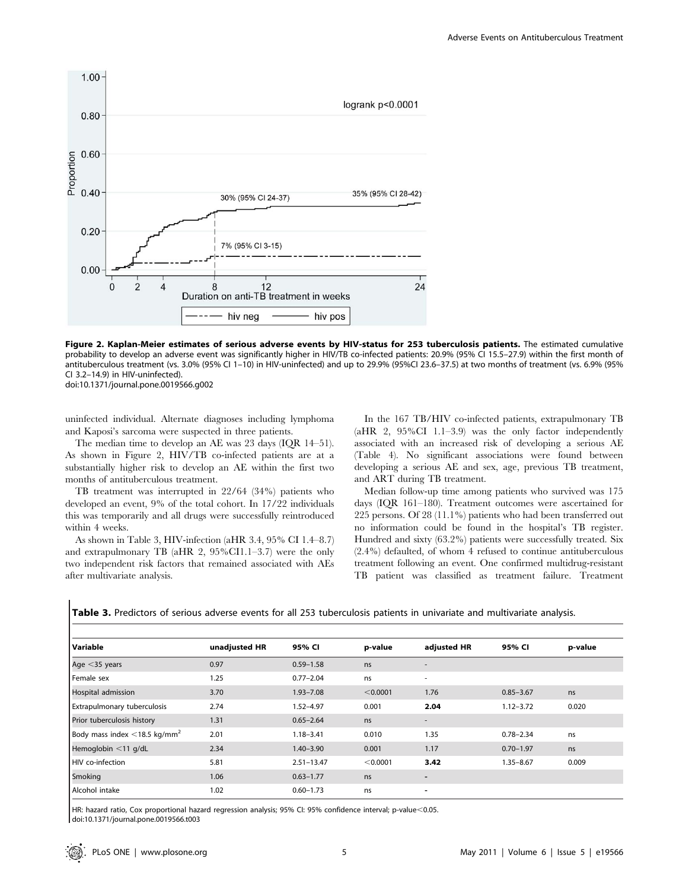Figure 2. Kaplan-Meier estimates of serious adverse events by HIV-status for 253 tuberculosis patients. The estimated cumulative probability to develop an adverse event was significantly higher in HIV/TB co-infected patients: 20.9% (95% CI 15.5–27.9) within the first month of antituberculous treatment (vs. 3.0% (95% CI 1–10) in HIV-uninfected) and up to 29.9% (95%CI 23.6–37.5) at two months of treatment (vs. 6.9% (95% CI 3.2–14.9) in HIV-uninfected).
doi:10.1371/journal.pone.0019566.g002

uninfected individual. Alternate diagnoses including lymphoma and Kaposi's sarcoma were suspected in three patients.

The median time to develop an AE was 23 days (IQR 14–51). As shown in Figure 2, HIV/TB co-infected patients are at a substantially higher risk to develop an AE within the first two months of antituberculous treatment.

TB treatment was interrupted in 22/64 (34%) patients who developed an event, 9% of the total cohort. In 17/22 individuals this was temporarily and all drugs were successfully reintroduced within 4 weeks.

As shown in Table 3, HIV-infection (aHR 3.4, 95% CI 1.4–8.7) and extrapulmonary TB (aHR 2, 95%CI1.1–3.7) were the only two independent risk factors that remained associated with AEs after multivariate analysis.

In the 167 TB/HIV co-infected patients, extrapulmonary TB (aHR 2, 95%CI 1.1–3.9) was the only factor independently associated with an increased risk of developing a serious AE (Table 4). No significant associations were found between developing a serious AE and sex, age, previous TB treatment, and ART during TB treatment.

Median follow-up time among patients who survived was 175 days (IQR 161–180). Treatment outcomes were ascertained for 225 persons. Of 28 (11.1%) patients who had been transferred out no information could be found in the hospital's TB register. Hundred and sixty (63.2%) patients were successfully treated. Six (2.4%) defaulted, of whom 4 refused to continue antituberculous treatment following an event. One confirmed multidrug-resistant TB patient was classified as treatment failure. Treatment

**Table 3.** Predictors of serious adverse events for all 253 tuberculosis patients in univariate and multivariate analysis.

| Variable | unadjusted HR | 95% CI | p-value | adjusted HR | 95% CI | p-value |
|---|---|---|---|---|---|---|
| Age <35 years | 0.97 | 0.59–1.58 | ns | - | | |
| Female sex | 1.25 | 0.77–2.04 | ns | - | | |
| Hospital admission | 3.70 | 1.93–7.08 | <0.0001 | 1.76 | 0.85–3.67 | ns |
| Extrapulmonary tuberculosis | 2.74 | 1.52–4.97 | 0.001 | **2.04** | 1.12–3.72 | 0.020 |
| Prior tuberculosis history | 1.31 | 0.65–2.64 | ns | - | | |
| Body mass index <18.5 kg/mm$^2$ | 2.01 | 1.18–3.41 | 0.010 | 1.35 | 0.78–2.34 | ns |
| Hemoglobin <11 g/dL | 2.34 | 1.40–3.90 | 0.001 | 1.17 | 0.70–1.97 | ns |
| HIV co-infection | 5.81 | 2.51–13.47 | <0.0001 | **3.42** | 1.35–8.67 | 0.009 |
| Smoking | 1.06 | 0.63–1.77 | ns | - | | |
| Alcohol intake | 1.02 | 0.60–1.73 | ns | - | | |

HR: hazard ratio, Cox proportional hazard regression analysis; 95% CI: 95% confidence interval; p-value<0.05.
doi:10.1371/journal.pone.0019566.t003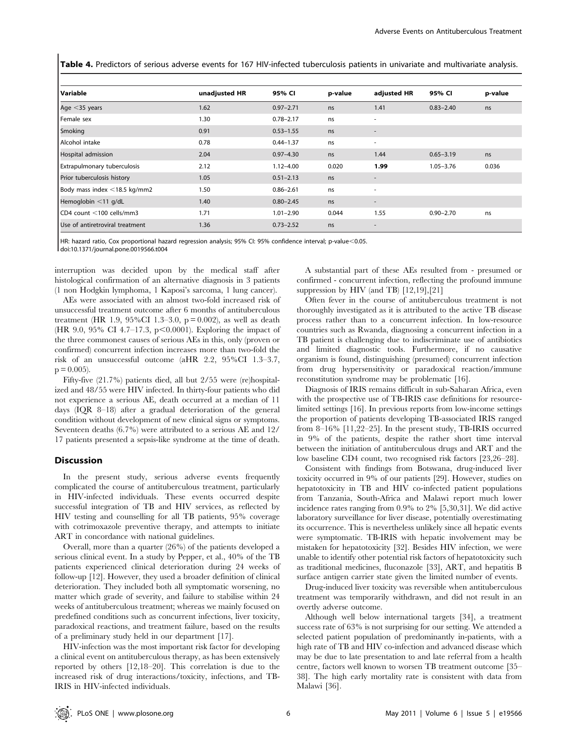**Table 4.** Predictors of serious adverse events for 167 HIV-infected tuberculosis patients in univariate and multivariate analysis.

| Variable | unadjusted HR | 95% CI | p-value | adjusted HR | 95% CI | p-value |
|---|---|---|---|---|---|---|
| Age <35 years | 1.62 | 0.97–2.71 | ns | 1.41 | 0.83–2.40 | ns |
| Female sex | 1.30 | 0.78–2.17 | ns | - | | |
| Smoking | 0.91 | 0.53–1.55 | ns | - | | |
| Alcohol intake | 0.78 | 0.44–1.37 | ns | - | | |
| Hospital admission | 2.04 | 0.97–4.30 | ns | 1.44 | 0.65–3.19 | ns |
| Extrapulmonary tuberculosis | 2.12 | 1.12–4.00 | 0.020 | **1.99** | 1.05–3.76 | 0.036 |
| Prior tuberculosis history | 1.05 | 0.51–2.13 | ns | - | | |
| Body mass index <18.5 kg/mm2 | 1.50 | 0.86–2.61 | ns | - | | |
| Hemoglobin <11 g/dL | 1.40 | 0.80–2.45 | ns | - | | |
| CD4 count <100 cells/mm3 | 1.71 | 1.01–2.90 | 0.044 | 1.55 | 0.90–2.70 | ns |
| Use of antiretroviral treatment | 1.36 | 0.73–2.52 | ns | - | | |

HR: hazard ratio, Cox proportional hazard regression analysis; 95% CI: 95% confidence interval; p-value<0.05.
doi:10.1371/journal.pone.0019566.t004

interruption was decided upon by the medical staff after histological confirmation of an alternative diagnosis in 3 patients (1 non Hodgkin lymphoma, 1 Kaposi's sarcoma, 1 lung cancer).

AEs were associated with an almost two-fold increased risk of unsuccessful treatment outcome after 6 months of antituberculous treatment (HR 1.9, 95%CI 1.3–3.0, $p = 0.002$), as well as death (HR 9.0, 95% CI 4.7–17.3, $p < 0.0001$). Exploring the impact of the three commonest causes of serious AEs in this, only (proven or confirmed) concurrent infection increases more than two-fold the risk of an unsuccessful outcome (aHR 2.2, 95%CI 1.3–3.7, $p = 0.005$).

Fifty-five (21.7%) patients died, all but 2/55 were (re)hospitalized and 48/55 were HIV infected. In thirty-four patients who did not experience a serious AE, death occurred at a median of 11 days (IQR 8–18) after a gradual deterioration of the general condition without development of new clinical signs or symptoms. Seventeen deaths (6.7%) were attributed to a serious AE and 12/17 patients presented a sepsis-like syndrome at the time of death.

## Discussion

In the present study, serious adverse events frequently complicated the course of antituberculous treatment, particularly in HIV-infected individuals. These events occurred despite successful integration of TB and HIV services, as reflected by HIV testing and counselling for all TB patients, 95% coverage with cotrimoxazole preventive therapy, and attempts to initiate ART in concordance with national guidelines.

Overall, more than a quarter (26%) of the patients developed a serious clinical event. In a study by Pepper, et al., 40% of the TB patients experienced clinical deterioration during 24 weeks of follow-up [12]. However, they used a broader definition of clinical deterioration. They included both all symptomatic worsening, no matter which grade of severity, and failure to stabilise within 24 weeks of antituberculous treatment; whereas we mainly focused on predefined conditions such as concurrent infections, liver toxicity, paradoxical reactions, and treatment failure, based on the results of a preliminary study held in our department [17].

HIV-infection was the most important risk factor for developing a clinical event on antituberculous therapy, as has been extensively reported by others [12,18–20]. This correlation is due to the increased risk of drug interactions/toxicity, infections, and TB-IRIS in HIV-infected individuals.

A substantial part of these AEs resulted from - presumed or confirmed - concurrent infection, reflecting the profound immune suppression by HIV (and TB) [12,19],[21]

Often fever in the course of antituberculous treatment is not thoroughly investigated as it is attributed to the active TB disease process rather than to a concurrent infection. In low-resource countries such as Rwanda, diagnosing a concurrent infection in a TB patient is challenging due to indiscriminate use of antibiotics and limited diagnostic tools. Furthermore, if no causative organism is found, distinguishing (presumed) concurrent infection from drug hypersensitivity or paradoxical reaction/immune reconstitution syndrome may be problematic [16].

Diagnosis of IRIS remains difficult in sub-Saharan Africa, even with the prospective use of TB-IRIS case definitions for resource-limited settings [16]. In previous reports from low-income settings the proportion of patients developing TB-associated IRIS ranged from 8–16% [11,22–25]. In the present study, TB-IRIS occurred in 9% of the patients, despite the rather short time interval between the initiation of antituberculous drugs and ART and the low baseline CD4 count, two recognised risk factors [23,26–28].

Consistent with findings from Botswana, drug-induced liver toxicity occurred in 9% of our patients [29]. However, studies on hepatotoxicity in TB and HIV co-infected patient populations from Tanzania, South-Africa and Malawi report much lower incidence rates ranging from 0.9% to 2% [5,30,31]. We did active laboratory surveillance for liver disease, potentially overestimating its occurrence. This is nevertheless unlikely since all hepatic events were symptomatic. TB-IRIS with hepatic involvement may be mistaken for hepatotoxicity [32]. Besides HIV infection, we were unable to identify other potential risk factors of hepatotoxicity such as traditional medicines, fluconazole [33], ART, and hepatitis B surface antigen carrier state given the limited number of events.

Drug-induced liver toxicity was reversible when antituberculous treatment was temporarily withdrawn, and did not result in an overtly adverse outcome.

Although well below international targets [34], a treatment success rate of 63% is not surprising for our setting. We attended a selected patient population of predominantly in-patients, with a high rate of TB and HIV co-infection and advanced disease which may be due to late presentation to and late referral from a health centre, factors well known to worsen TB treatment outcome [35–38]. The high early mortality rate is consistent with data from Malawi [36].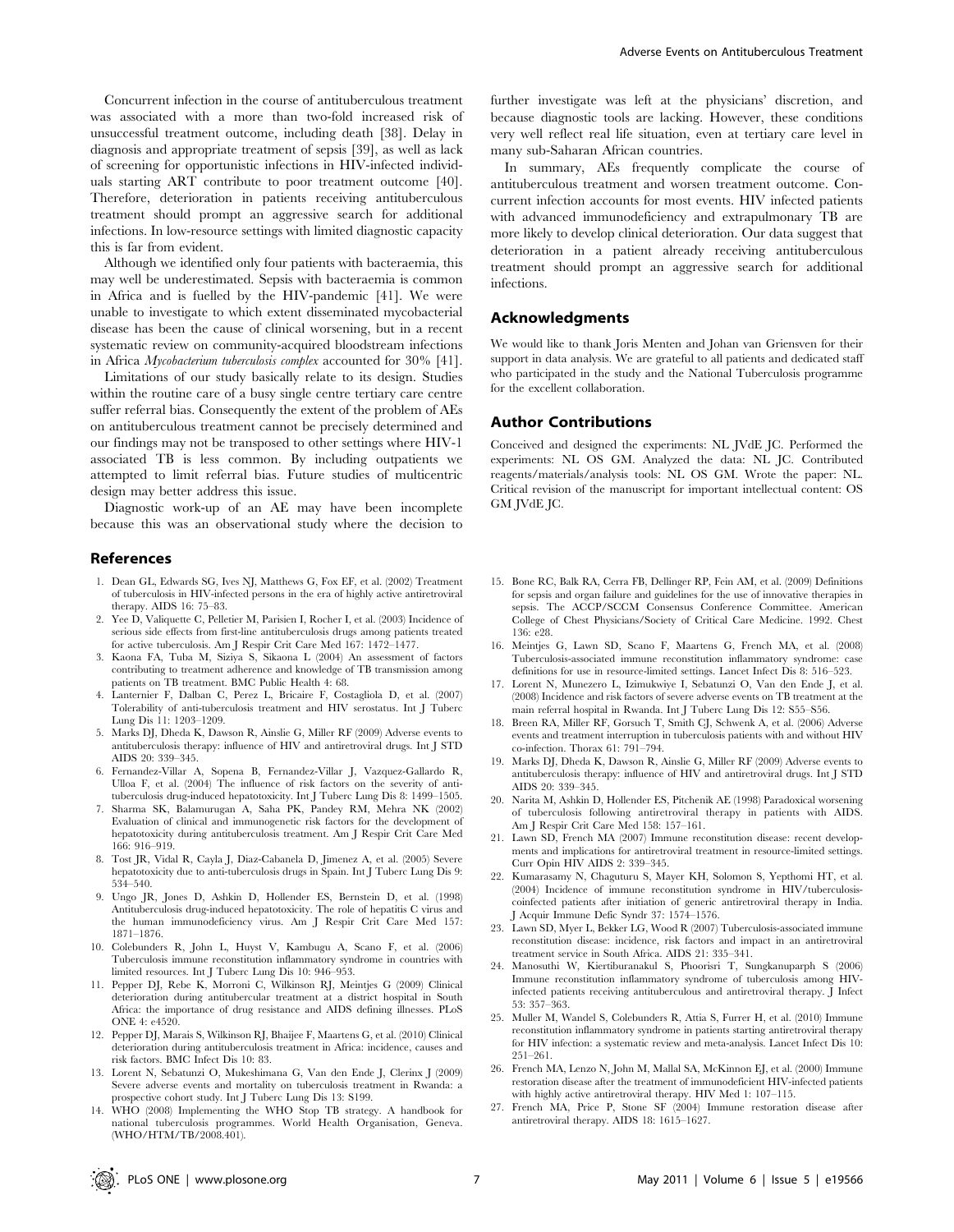Concurrent infection in the course of antituberculous treatment was associated with a more than two-fold increased risk of unsuccessful treatment outcome, including death [38]. Delay in diagnosis and appropriate treatment of sepsis [39], as well as lack of screening for opportunistic infections in HIV-infected individuals starting ART contribute to poor treatment outcome [40]. Therefore, deterioration in patients receiving antituberculous treatment should prompt an aggressive search for additional infections. In low-resource settings with limited diagnostic capacity this is far from evident.

Although we identified only four patients with bacteraemia, this may well be underestimated. Sepsis with bacteraemia is common in Africa and is fuelled by the HIV-pandemic [41]. We were unable to investigate to which extent disseminated mycobacterial disease has been the cause of clinical worsening, but in a recent systematic review on community-acquired bloodstream infections in Africa *Mycobacterium tuberculosis complex* accounted for 30% [41].

Limitations of our study basically relate to its design. Studies within the routine care of a busy single centre tertiary care centre suffer referral bias. Consequently the extent of the problem of AEs on antituberculous treatment cannot be precisely determined and our findings may not be transposed to other settings where HIV-1 associated TB is less common. By including outpatients we attempted to limit referral bias. Future studies of multicentric design may better address this issue.

Diagnostic work-up of an AE may have been incomplete because this was an observational study where the decision to further investigate was left at the physicians' discretion, and because diagnostic tools are lacking. However, these conditions very well reflect real life situation, even at tertiary care level in many sub-Saharan African countries.

In summary, AEs frequently complicate the course of antituberculous treatment and worsen treatment outcome. Concurrent infection accounts for most events. HIV infected patients with advanced immunodeficiency and extrapulmonary TB are more likely to develop clinical deterioration. Our data suggest that deterioration in a patient already receiving antituberculous treatment should prompt an aggressive search for additional infections.

## Acknowledgments

We would like to thank Joris Menten and Johan van Griensven for their support in data analysis. We are grateful to all patients and dedicated staff who participated in the study and the National Tuberculosis programme for the excellent collaboration.

## Author Contributions

Conceived and designed the experiments: NL JVdE JC. Performed the experiments: NL OS GM. Analyzed the data: NL JC. Contributed reagents/materials/analysis tools: NL OS GM. Wrote the paper: NL. Critical revision of the manuscript for important intellectual content: OS GM JVdE JC.

## References

1. Dean GL, Edwards SG, Ives NJ, Matthews G, Fox EF, et al. (2002) Treatment of tuberculosis in HIV-infected persons in the era of highly active antiretroviral therapy. AIDS 16: 75–83.
2. Yee D, Valiquette C, Pelletier M, Parisien I, Rocher I, et al. (2003) Incidence of serious side effects from first-line antituberculosis drugs among patients treated for active tuberculosis. Am J Respir Crit Care Med 167: 1472–1477.
3. Kaona FA, Tuba M, Siziya S, Sikaona L (2004) An assessment of factors contributing to treatment adherence and knowledge of TB transmission among patients on TB treatment. BMC Public Health 4: 68.
4. Lanternier F, Dalban C, Perez L, Bricaire F, Costagliola D, et al. (2007) Tolerability of anti-tuberculosis treatment and HIV serostatus. Int J Tuberc Lung Dis 11: 1203–1209.
5. Marks DJ, Dheda K, Dawson R, Ainslie G, Miller RF (2009) Adverse events to antituberculosis therapy: influence of HIV and antiretroviral drugs. Int J STD AIDS 20: 339–345.
6. Fernandez-Villar A, Sopena B, Fernandez-Villar J, Vazquez-Gallardo R, Ulloa F, et al. (2004) The influence of risk factors on the severity of antituberculosis drug-induced hepatotoxicity. Int J Tuberc Lung Dis 8: 1499–1505.
7. Sharma SK, Balamurugan A, Saha PK, Pandey RM, Mehra NK (2002) Evaluation of clinical and immunogenetic risk factors for the development of hepatotoxicity during antituberculosis treatment. Am J Respir Crit Care Med 166: 916–919.
8. Tost JR, Vidal R, Cayla J, Diaz-Cabanela D, Jimenez A, et al. (2005) Severe hepatotoxicity due to anti-tuberculosis drugs in Spain. Int J Tuberc Lung Dis 9: 534–540.
9. Ungo JR, Jones D, Ashkin D, Hollender ES, Bernstein D, et al. (1998) Antituberculosis drug-induced hepatotoxicity. The role of hepatitis C virus and the human immunodeficiency virus. Am J Respir Crit Care Med 157: 1871–1876.
10. Colebunders R, John L, Huyst V, Kambugu A, Scano F, et al. (2006) Tuberculosis immune reconstitution inflammatory syndrome in countries with limited resources. Int J Tuberc Lung Dis 10: 946–953.
11. Pepper DJ, Rebe K, Morroni C, Wilkinson RJ, Meintjes G (2009) Clinical deterioration during antitubercular treatment at a district hospital in South Africa: the importance of drug resistance and AIDS defining illnesses. PLoS ONE 4: e4520.
12. Pepper DJ, Marais S, Wilkinson RJ, Bhaijee F, Maartens G, et al. (2010) Clinical deterioration during antituberculosis treatment in Africa: incidence, causes and risk factors. BMC Infect Dis 10: 83.
13. Lorent N, Sebatunzi O, Mukeshimana G, Van den Ende J, Clerinx J (2009) Severe adverse events and mortality on tuberculosis treatment in Rwanda: a prospective cohort study. Int J Tuberc Lung Dis 13: S199.
14. WHO (2008) Implementing the WHO Stop TB strategy. A handbook for national tuberculosis programmes. World Health Organisation, Geneva. (WHO/HTM/TB/2008.401).
15. Bone RC, Balk RA, Cerra FB, Dellinger RP, Fein AM, et al. (2009) Definitions for sepsis and organ failure and guidelines for the use of innovative therapies in sepsis. The ACCP/SCCM Consensus Conference Committee. American College of Chest Physicians/Society of Critical Care Medicine. 1992. Chest 136: e28.
16. Meintjes G, Lawn SD, Scano F, Maartens G, French MA, et al. (2008) Tuberculosis-associated immune reconstitution inflammatory syndrome: case definitions for use in resource-limited settings. Lancet Infect Dis 8: 516–523.
17. Lorent N, Munezero L, Izimukwiye I, Sebatunzi O, Van den Ende J, et al. (2008) Incidence and risk factors of severe adverse events on TB treatment at the main referral hospital in Rwanda. Int J Tuberc Lung Dis 12: S55–S56.
18. Breen RA, Miller RF, Gorsuch T, Smith CJ, Schwenk A, et al. (2006) Adverse events and treatment interruption in tuberculosis patients with and without HIV co-infection. Thorax 61: 791–794.
19. Marks DJ, Dheda K, Dawson R, Ainslie G, Miller RF (2009) Adverse events to antituberculosis therapy: influence of HIV and antiretroviral drugs. Int J STD AIDS 20: 339–345.
20. Narita M, Ashkin D, Hollender ES, Pitchenik AE (1998) Paradoxical worsening of tuberculosis following antiretroviral therapy in patients with AIDS. Am J Respir Crit Care Med 158: 157–161.
21. Lawn SD, French MA (2007) Immune reconstitution disease: recent developments and implications for antiretroviral treatment in resource-limited settings. Curr Opin HIV AIDS 2: 339–345.
22. Kumarasamy N, Chaguturu S, Mayer KH, Solomon S, Yepthomi HT, et al. (2004) Incidence of immune reconstitution syndrome in HIV/tuberculosis-coinfected patients after initiation of generic antiretroviral therapy in India. J Acquir Immune Defic Syndr 37: 1574–1576.
23. Lawn SD, Myer L, Bekker LG, Wood R (2007) Tuberculosis-associated immune reconstitution disease: incidence, risk factors and impact in an antiretroviral treatment service in South Africa. AIDS 21: 335–341.
24. Manosuthi W, Kiertiburanakul S, Phoorisri T, Sungkanuparph S (2006) Immune reconstitution inflammatory syndrome of tuberculosis among HIV-infected patients receiving antituberculous and antiretroviral therapy. J Infect 53: 357–363.
25. Muller M, Wandel S, Colebunders R, Attia S, Furrer H, et al. (2010) Immune reconstitution inflammatory syndrome in patients starting antiretroviral therapy for HIV infection: a systematic review and meta-analysis. Lancet Infect Dis 10: 251–261.
26. French MA, Lenzo N, John M, Mallal SA, McKinnon EJ, et al. (2000) Immune restoration disease after the treatment of immunodeficient HIV-infected patients with highly active antiretroviral therapy. HIV Med 1: 107–115.
27. French MA, Price P, Stone SF (2004) Immune restoration disease after antiretroviral therapy. AIDS 18: 1615–1627.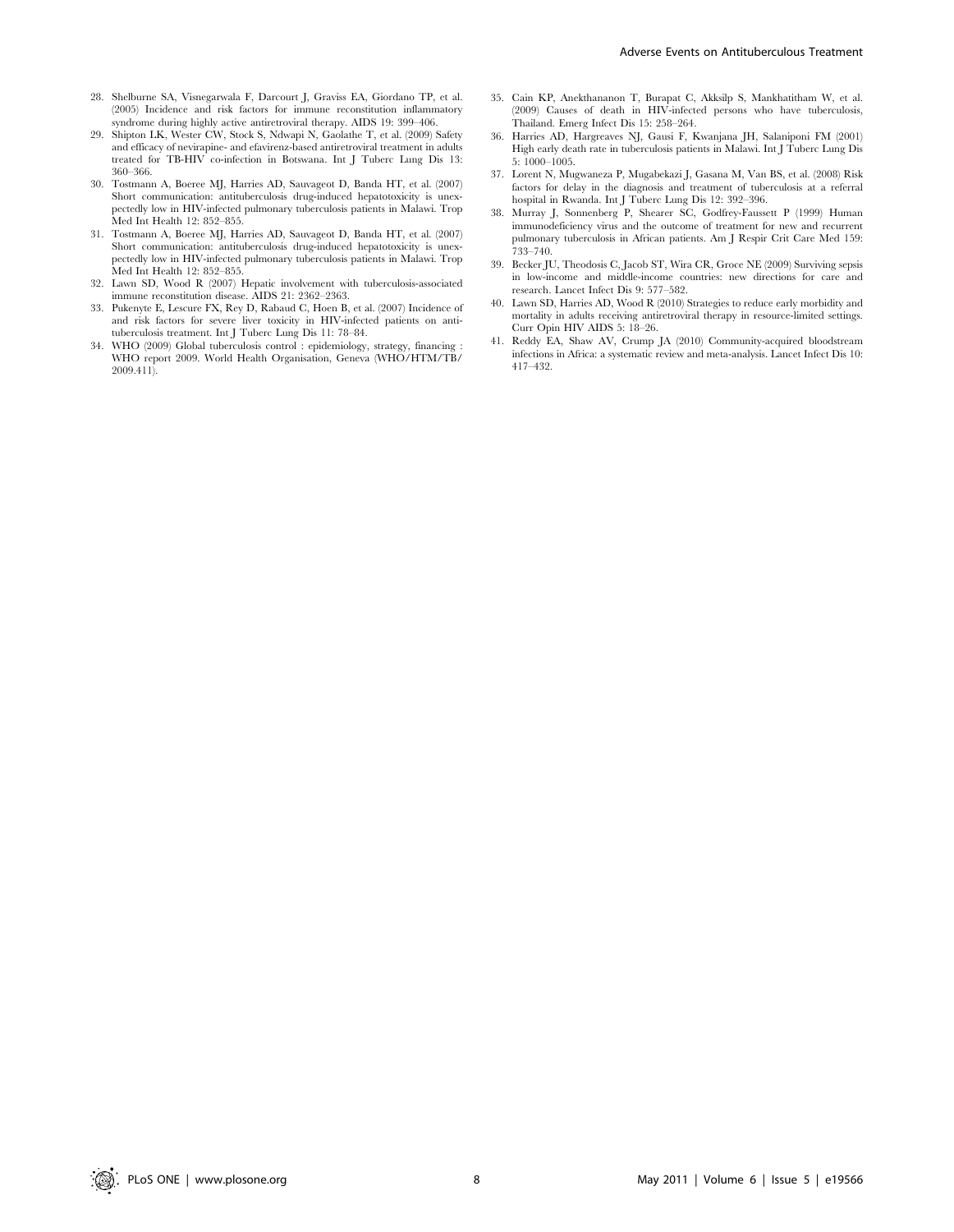28. Shelburne SA, Visnegarwala F, Darcourt J, Graviss EA, Giordano TP, et al. (2005) Incidence and risk factors for immune reconstitution inflammatory syndrome during highly active antiretroviral therapy. AIDS 19: 399–406.
29. Shipton LK, Wester CW, Stock S, Ndwapi N, Gaolathe T, et al. (2009) Safety and efficacy of nevirapine- and efavirenz-based antiretroviral treatment in adults treated for TB-HIV co-infection in Botswana. Int J Tuberc Lung Dis 13: 360–366.
30. Tostmann A, Boeree MJ, Harries AD, Sauvageot D, Banda HT, et al. (2007) Short communication: antituberculosis drug-induced hepatotoxicity is unexpectedly low in HIV-infected pulmonary tuberculosis patients in Malawi. Trop Med Int Health 12: 852–855.
31. Tostmann A, Boeree MJ, Harries AD, Sauvageot D, Banda HT, et al. (2007) Short communication: antituberculosis drug-induced hepatotoxicity is unexpectedly low in HIV-infected pulmonary tuberculosis patients in Malawi. Trop Med Int Health 12: 852–855.
32. Lawn SD, Wood R (2007) Hepatic involvement with tuberculosis-associated immune reconstitution disease. AIDS 21: 2362–2363.
33. Pukenyte E, Lescure FX, Rey D, Rabaud C, Hoen B, et al. (2007) Incidence of and risk factors for severe liver toxicity in HIV-infected patients on anti-tuberculosis treatment. Int J Tuberc Lung Dis 11: 78–84.
34. WHO (2009) Global tuberculosis control : epidemiology, strategy, financing : WHO report 2009. World Health Organisation, Geneva (WHO/HTM/TB/2009.411).
35. Cain KP, Anekthananon T, Burapat C, Akksilp S, Mankhatitham W, et al. (2009) Causes of death in HIV-infected persons who have tuberculosis, Thailand. Emerg Infect Dis 15: 258–264.
36. Harries AD, Hargreaves NJ, Gausi F, Kwanjana JH, Salaniponi FM (2001) High early death rate in tuberculosis patients in Malawi. Int J Tuberc Lung Dis 5: 1000–1005.
37. Lorent N, Mugwaneza P, Mugabekazi J, Gasana M, Van BS, et al. (2008) Risk factors for delay in the diagnosis and treatment of tuberculosis at a referral hospital in Rwanda. Int J Tuberc Lung Dis 12: 392–396.
38. Murray J, Sonnenberg P, Shearer SC, Godfrey-Faussett P (1999) Human immunodeficiency virus and the outcome of treatment for new and recurrent pulmonary tuberculosis in African patients. Am J Respir Crit Care Med 159: 733–740.
39. Becker JU, Theodosis C, Jacob ST, Wira CR, Groce NE (2009) Surviving sepsis in low-income and middle-income countries: new directions for care and research. Lancet Infect Dis 9: 577–582.
40. Lawn SD, Harries AD, Wood R (2010) Strategies to reduce early morbidity and mortality in adults receiving antiretroviral therapy in resource-limited settings. Curr Opin HIV AIDS 5: 18–26.
41. Reddy EA, Shaw AV, Crump JA (2010) Community-acquired bloodstream infections in Africa: a systematic review and meta-analysis. Lancet Infect Dis 10: 417–432.